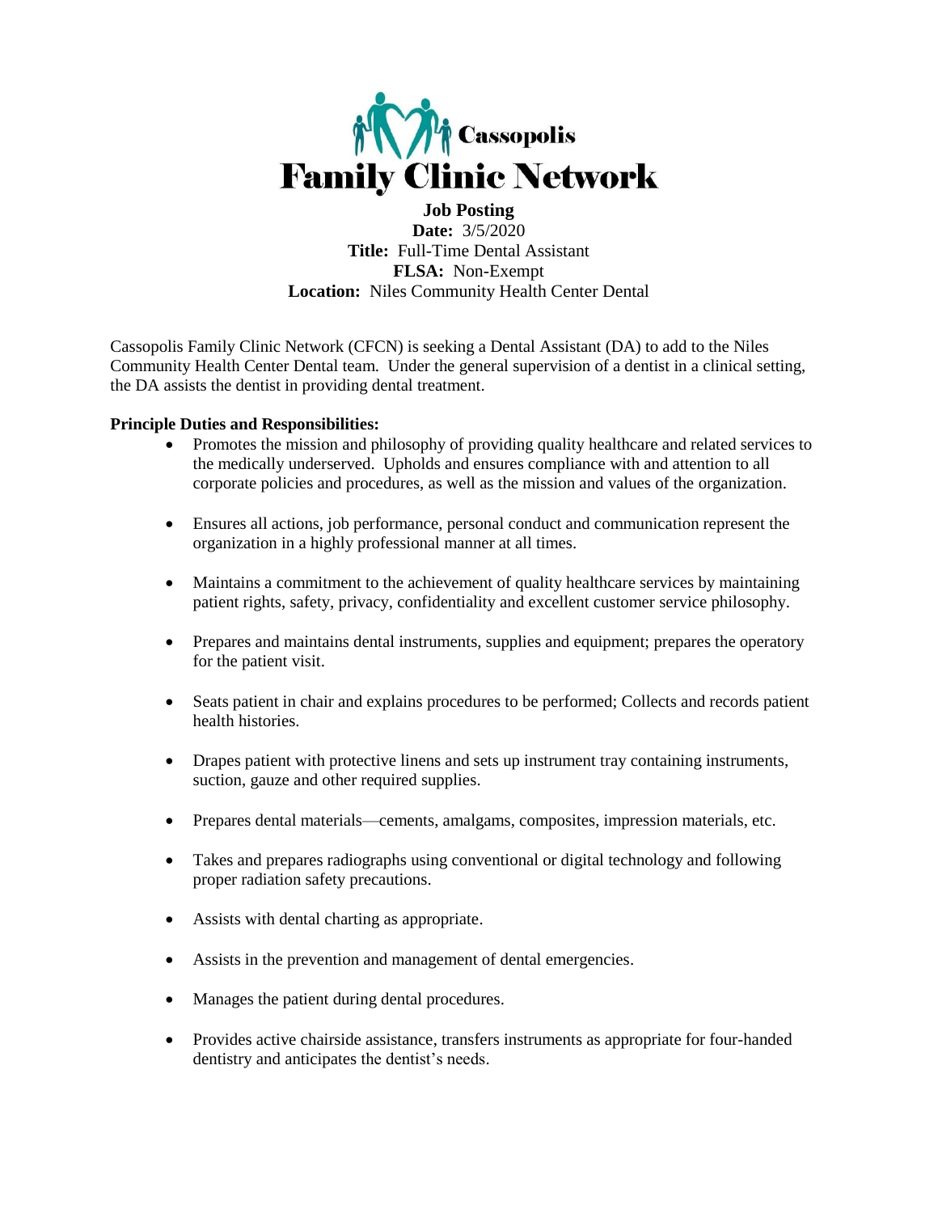# Cassopolis Family Clinic Network

**Job Posting**
**Date:** 3/5/2020
**Title:** Full-Time Dental Assistant
**FLSA:** Non-Exempt
**Location:** Niles Community Health Center Dental

Cassopolis Family Clinic Network (CFCN) is seeking a Dental Assistant (DA) to add to the Niles Community Health Center Dental team. Under the general supervision of a dentist in a clinical setting, the DA assists the dentist in providing dental treatment.

**Principle Duties and Responsibilities:**

- Promotes the mission and philosophy of providing quality healthcare and related services to the medically underserved. Upholds and ensures compliance with and attention to all corporate policies and procedures, as well as the mission and values of the organization.
- Ensures all actions, job performance, personal conduct and communication represent the organization in a highly professional manner at all times.
- Maintains a commitment to the achievement of quality healthcare services by maintaining patient rights, safety, privacy, confidentiality and excellent customer service philosophy.
- Prepares and maintains dental instruments, supplies and equipment; prepares the operatory for the patient visit.
- Seats patient in chair and explains procedures to be performed; Collects and records patient health histories.
- Drapes patient with protective linens and sets up instrument tray containing instruments, suction, gauze and other required supplies.
- Prepares dental materials—cements, amalgams, composites, impression materials, etc.
- Takes and prepares radiographs using conventional or digital technology and following proper radiation safety precautions.
- Assists with dental charting as appropriate.
- Assists in the prevention and management of dental emergencies.
- Manages the patient during dental procedures.
- Provides active chairside assistance, transfers instruments as appropriate for four-handed dentistry and anticipates the dentist's needs.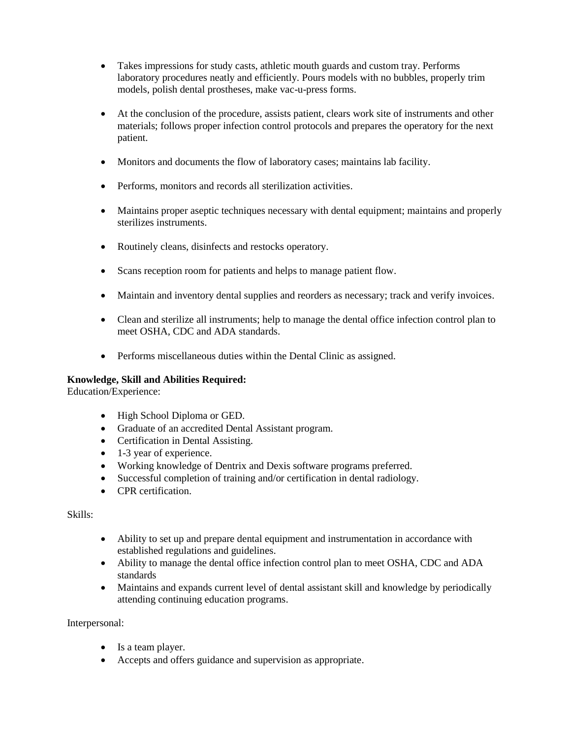- Takes impressions for study casts, athletic mouth guards and custom tray. Performs laboratory procedures neatly and efficiently. Pours models with no bubbles, properly trim models, polish dental prostheses, make vac-u-press forms.

- At the conclusion of the procedure, assists patient, clears work site of instruments and other materials; follows proper infection control protocols and prepares the operatory for the next patient.

- Monitors and documents the flow of laboratory cases; maintains lab facility.

- Performs, monitors and records all sterilization activities.

- Maintains proper aseptic techniques necessary with dental equipment; maintains and properly sterilizes instruments.

- Routinely cleans, disinfects and restocks operatory.

- Scans reception room for patients and helps to manage patient flow.

- Maintain and inventory dental supplies and reorders as necessary; track and verify invoices.

- Clean and sterilize all instruments; help to manage the dental office infection control plan to meet OSHA, CDC and ADA standards.

- Performs miscellaneous duties within the Dental Clinic as assigned.

**Knowledge, Skill and Abilities Required:**
Education/Experience:

- High School Diploma or GED.
- Graduate of an accredited Dental Assistant program.
- Certification in Dental Assisting.
- 1-3 year of experience.
- Working knowledge of Dentrix and Dexis software programs preferred.
- Successful completion of training and/or certification in dental radiology.
- CPR certification.

Skills:

- Ability to set up and prepare dental equipment and instrumentation in accordance with established regulations and guidelines.
- Ability to manage the dental office infection control plan to meet OSHA, CDC and ADA standards
- Maintains and expands current level of dental assistant skill and knowledge by periodically attending continuing education programs.

Interpersonal:

- Is a team player.
- Accepts and offers guidance and supervision as appropriate.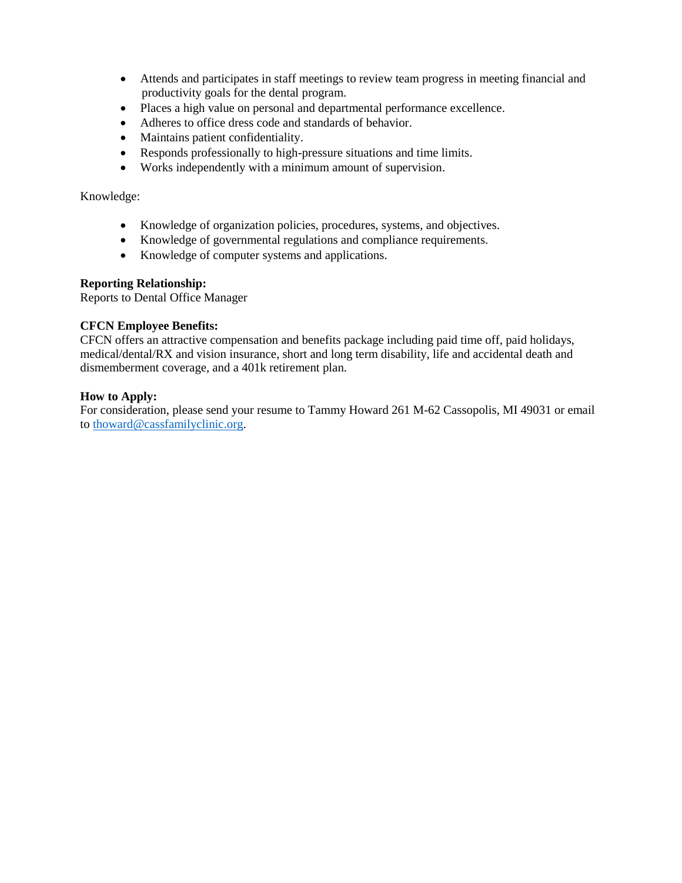- Attends and participates in staff meetings to review team progress in meeting financial and productivity goals for the dental program.
- Places a high value on personal and departmental performance excellence.
- Adheres to office dress code and standards of behavior.
- Maintains patient confidentiality.
- Responds professionally to high-pressure situations and time limits.
- Works independently with a minimum amount of supervision.

Knowledge:

- Knowledge of organization policies, procedures, systems, and objectives.
- Knowledge of governmental regulations and compliance requirements.
- Knowledge of computer systems and applications.

**Reporting Relationship:**
Reports to Dental Office Manager

**CFCN Employee Benefits:**
CFCN offers an attractive compensation and benefits package including paid time off, paid holidays, medical/dental/RX and vision insurance, short and long term disability, life and accidental death and dismemberment coverage, and a 401k retirement plan.

**How to Apply:**
For consideration, please send your resume to Tammy Howard 261 M-62 Cassopolis, MI 49031 or email to thoward@cassfamilyclinic.org.